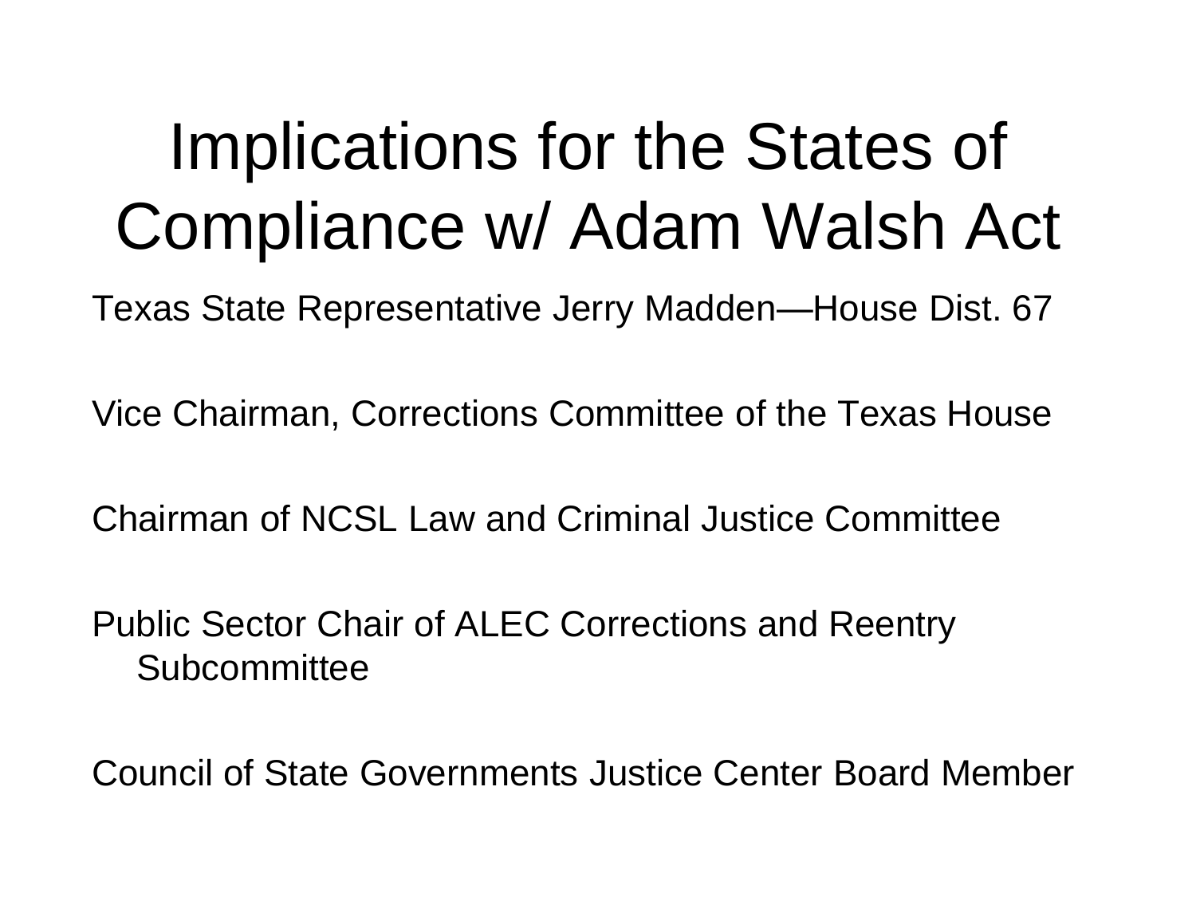# Implications for the States of Compliance w/ Adam Walsh Act

Texas State Representative Jerry Madden—House Dist. 67

Vice Chairman, Corrections Committee of the Texas House

Chairman of NCSL Law and Criminal Justice Committee

Public Sector Chair of ALEC Corrections and Reentry Subcommittee

Council of State Governments Justice Center Board Member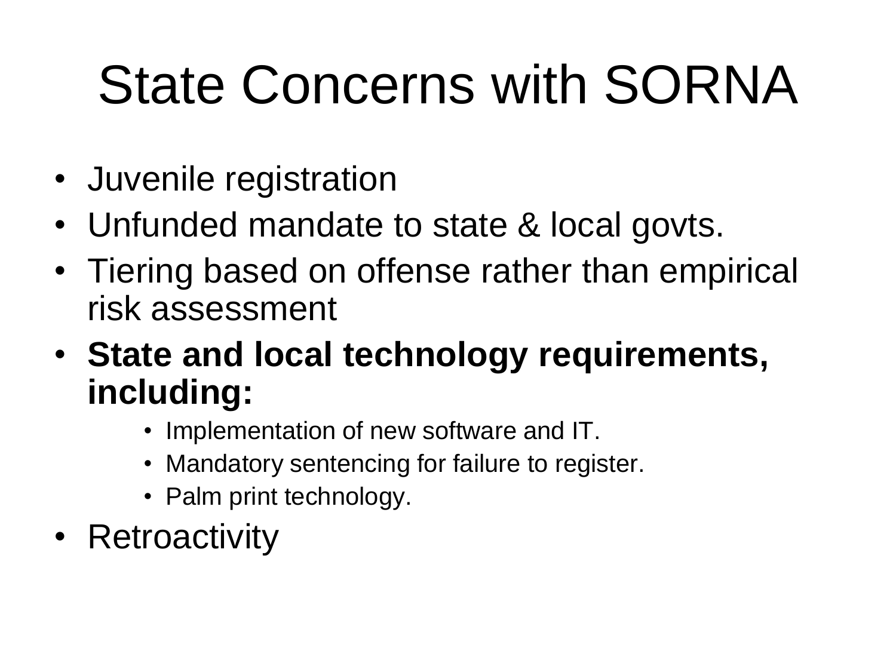# State Concerns with SORNA

- Juvenile registration
- Unfunded mandate to state & local govts.
- Tiering based on offense rather than empirical risk assessment
- **State and local technology requirements, including:**
  - Implementation of new software and IT.
  - Mandatory sentencing for failure to register.
  - Palm print technology.
- Retroactivity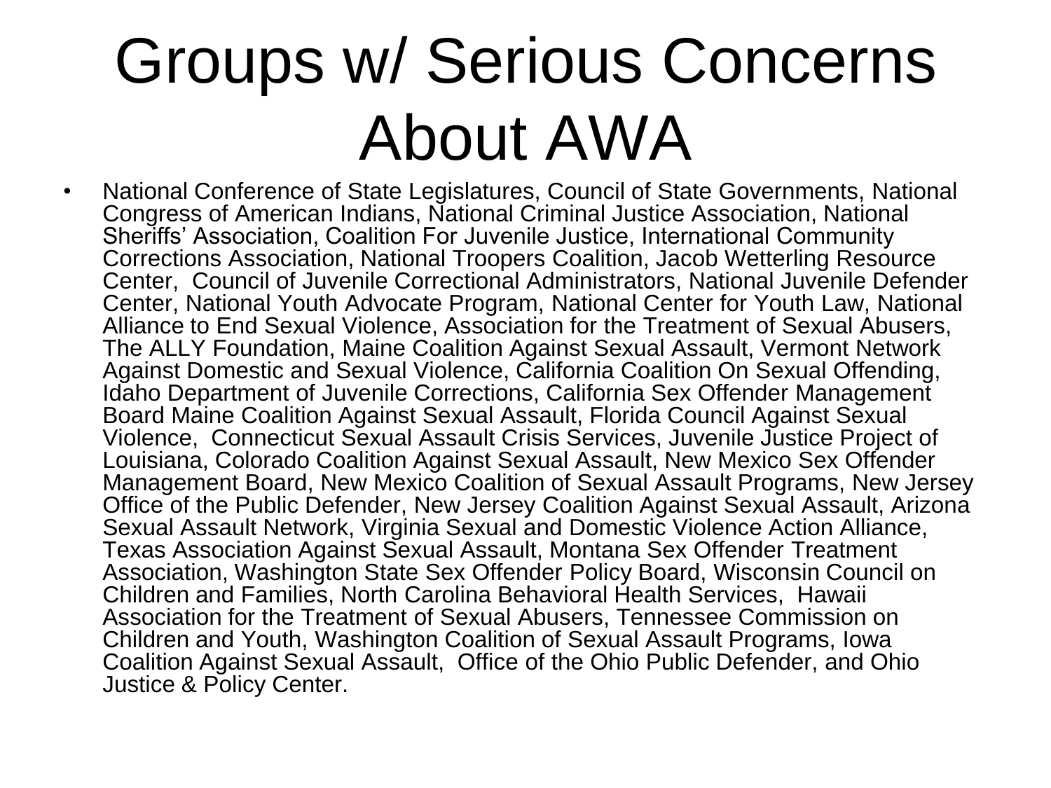# Groups w/ Serious Concerns About AWA

- National Conference of State Legislatures, Council of State Governments, National Congress of American Indians, National Criminal Justice Association, National Sheriffs' Association, Coalition For Juvenile Justice, International Community Corrections Association, National Troopers Coalition, Jacob Wetterling Resource Center, Council of Juvenile Correctional Administrators, National Juvenile Defender Center, National Youth Advocate Program, National Center for Youth Law, National Alliance to End Sexual Violence, Association for the Treatment of Sexual Abusers, The ALLY Foundation, Maine Coalition Against Sexual Assault, Vermont Network Against Domestic and Sexual Violence, California Coalition On Sexual Offending, Idaho Department of Juvenile Corrections, California Sex Offender Management Board Maine Coalition Against Sexual Assault, Florida Council Against Sexual Violence, Connecticut Sexual Assault Crisis Services, Juvenile Justice Project of Louisiana, Colorado Coalition Against Sexual Assault, New Mexico Sex Offender Management Board, New Mexico Coalition of Sexual Assault Programs, New Jersey Office of the Public Defender, New Jersey Coalition Against Sexual Assault, Arizona Sexual Assault Network, Virginia Sexual and Domestic Violence Action Alliance, Texas Association Against Sexual Assault, Montana Sex Offender Treatment Association, Washington State Sex Offender Policy Board, Wisconsin Council on Children and Families, North Carolina Behavioral Health Services, Hawaii Association for the Treatment of Sexual Abusers, Tennessee Commission on Children and Youth, Washington Coalition of Sexual Assault Programs, Iowa Coalition Against Sexual Assault, Office of the Ohio Public Defender, and Ohio Justice & Policy Center.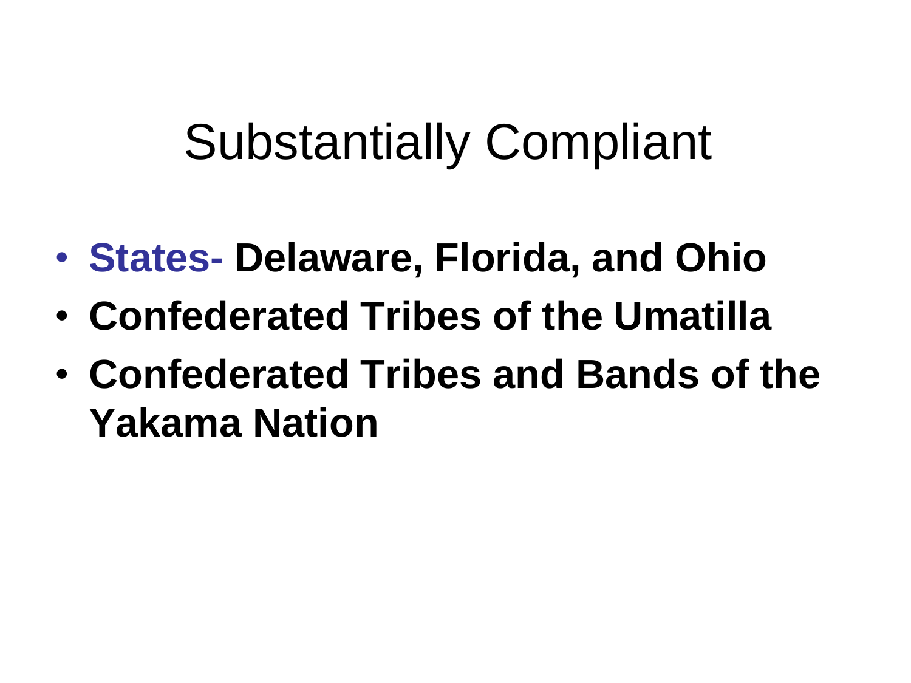# Substantially Compliant

- **States- Delaware, Florida, and Ohio**
- **Confederated Tribes of the Umatilla**
- **Confederated Tribes and Bands of the Yakama Nation**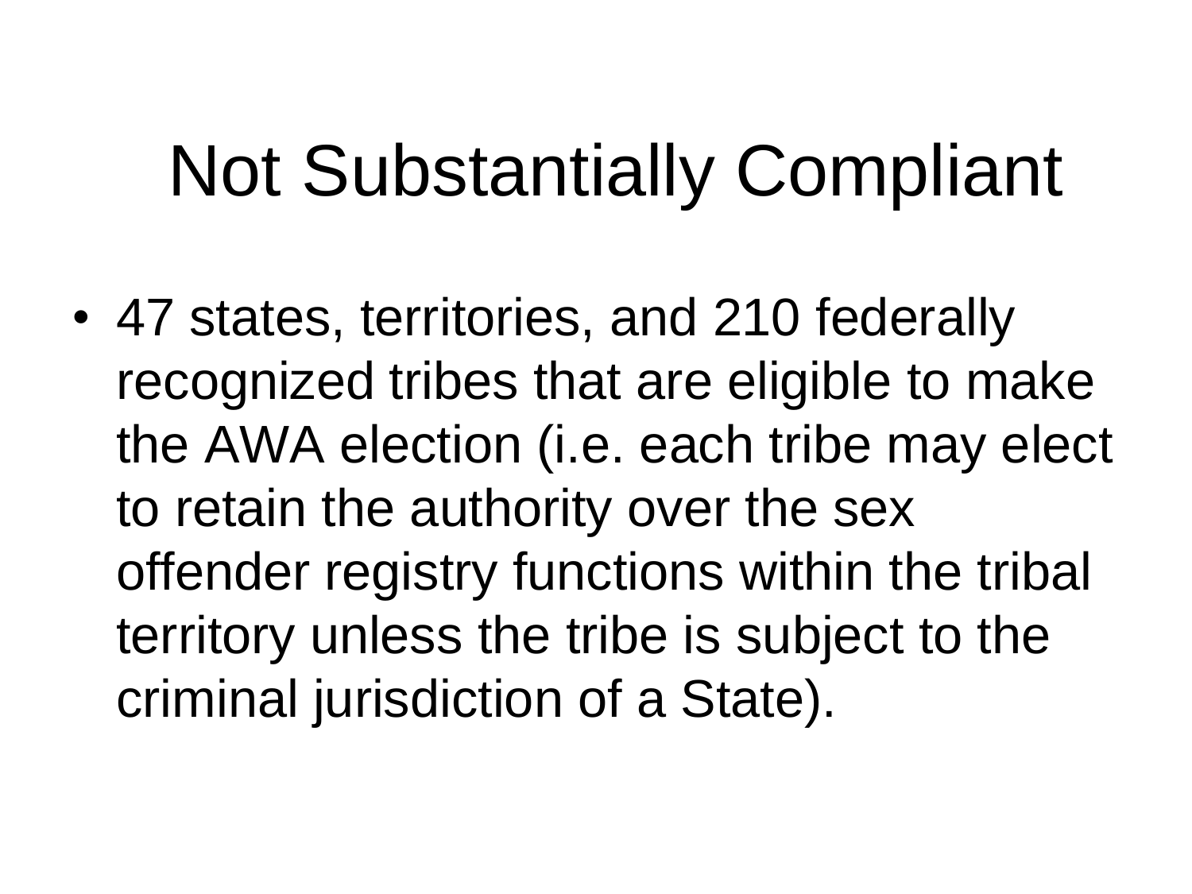# Not Substantially Compliant

- 47 states, territories, and 210 federally recognized tribes that are eligible to make the AWA election (i.e. each tribe may elect to retain the authority over the sex offender registry functions within the tribal territory unless the tribe is subject to the criminal jurisdiction of a State).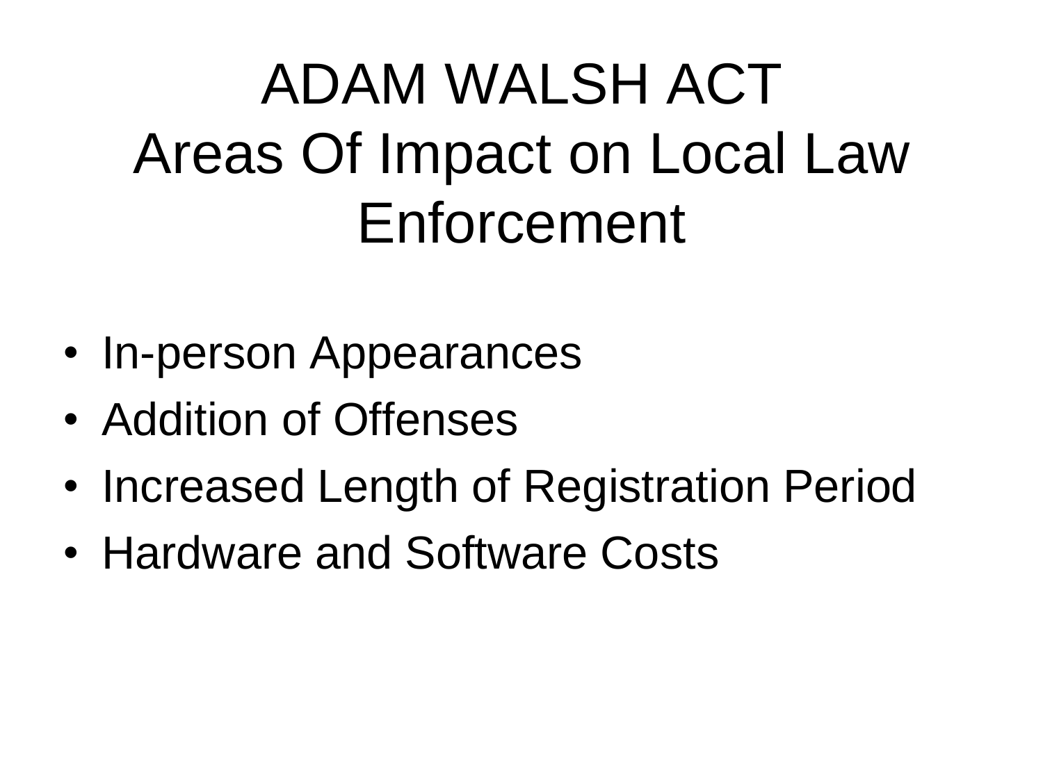# ADAM WALSH ACT
# Areas Of Impact on Local Law Enforcement

- In-person Appearances
- Addition of Offenses
- Increased Length of Registration Period
- Hardware and Software Costs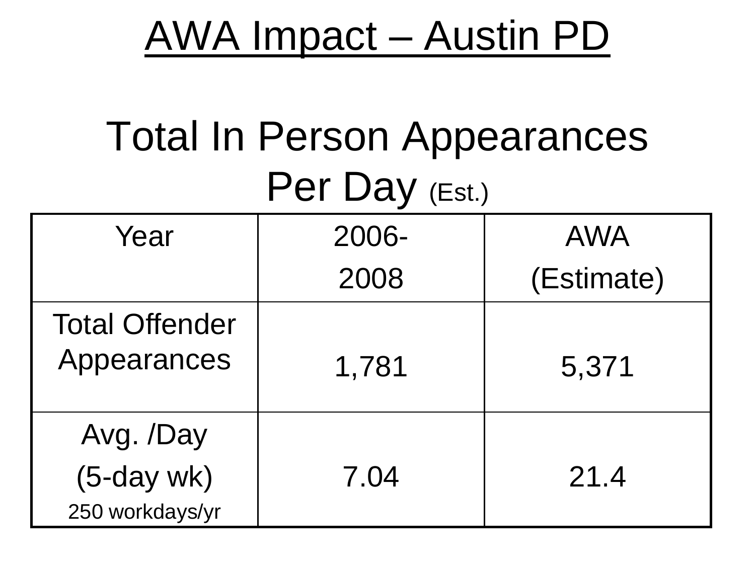# AWA Impact – Austin PD

## Total In Person Appearances Per Day (Est.)

| Year | 2006-2008 | AWA (Estimate) |
| --- | --- | --- |
| Total Offender Appearances | 1,781 | 5,371 |
| Avg. /Day (5-day wk) 250 workdays/yr | 7.04 | 21.4 |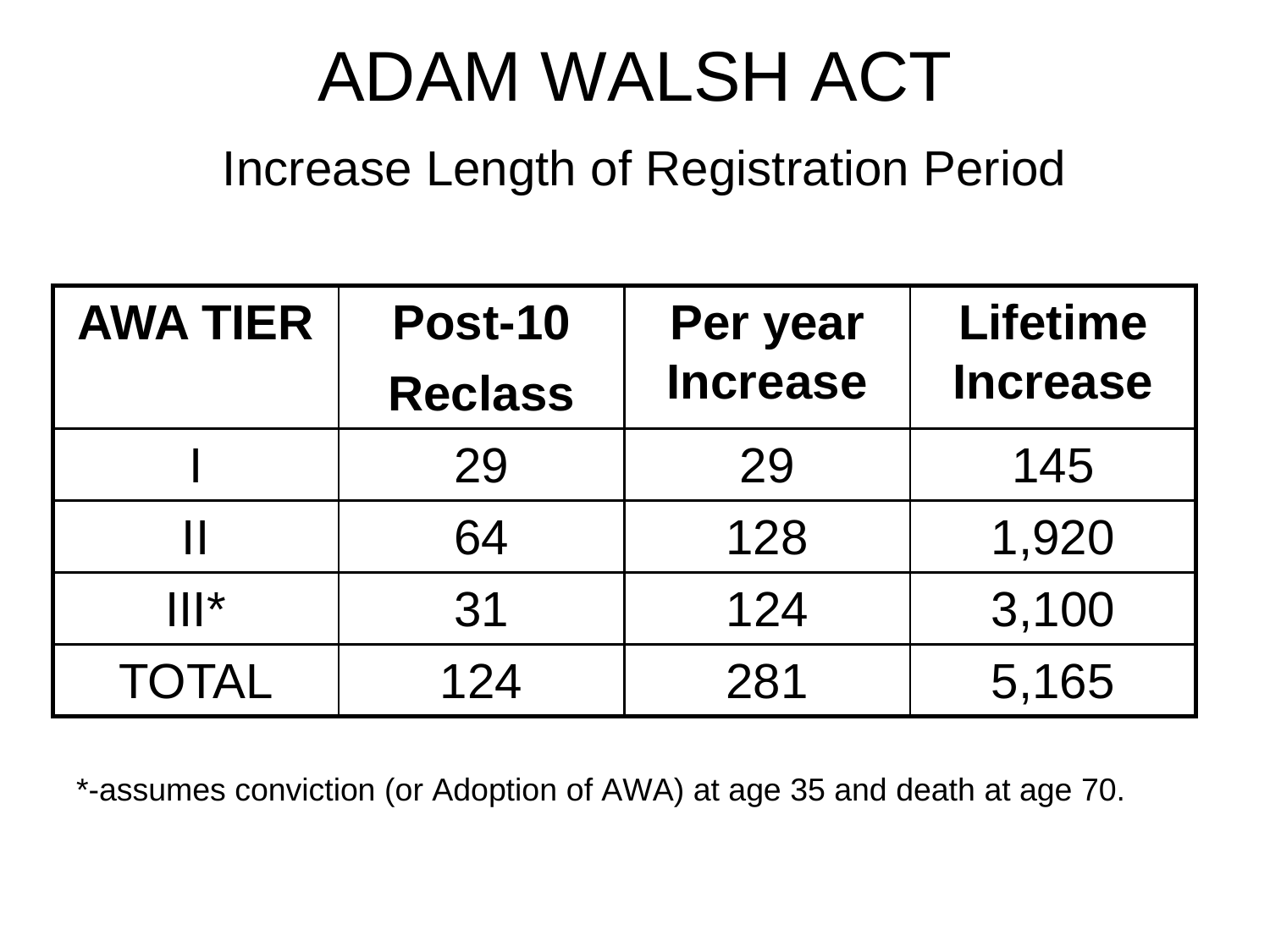# ADAM WALSH ACT

## Increase Length of Registration Period

| AWA TIER | Post-10 Reclass | Per year Increase | Lifetime Increase |
|---|---|---|---|
| I | 29 | 29 | 145 |
| II | 64 | 128 | 1,920 |
| III* | 31 | 124 | 3,100 |
| TOTAL | 124 | 281 | 5,165 |

*-assumes conviction (or Adoption of AWA) at age 35 and death at age 70.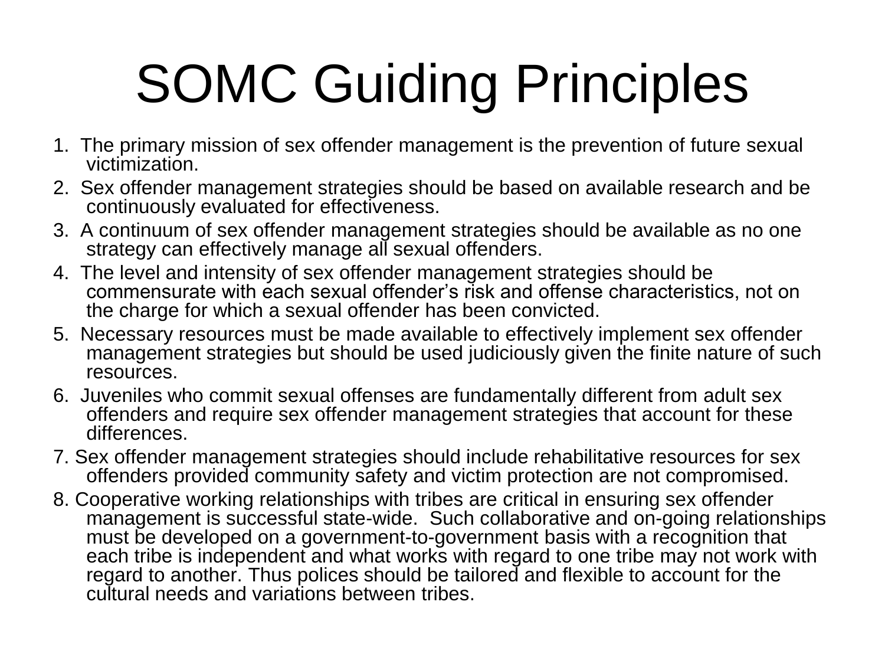# SOMC Guiding Principles

1. The primary mission of sex offender management is the prevention of future sexual victimization.
2. Sex offender management strategies should be based on available research and be continuously evaluated for effectiveness.
3. A continuum of sex offender management strategies should be available as no one strategy can effectively manage all sexual offenders.
4. The level and intensity of sex offender management strategies should be commensurate with each sexual offender's risk and offense characteristics, not on the charge for which a sexual offender has been convicted.
5. Necessary resources must be made available to effectively implement sex offender management strategies but should be used judiciously given the finite nature of such resources.
6. Juveniles who commit sexual offenses are fundamentally different from adult sex offenders and require sex offender management strategies that account for these differences.
7. Sex offender management strategies should include rehabilitative resources for sex offenders provided community safety and victim protection are not compromised.
8. Cooperative working relationships with tribes are critical in ensuring sex offender management is successful state-wide. Such collaborative and on-going relationships must be developed on a government-to-government basis with a recognition that each tribe is independent and what works with regard to one tribe may not work with regard to another. Thus polices should be tailored and flexible to account for the cultural needs and variations between tribes.